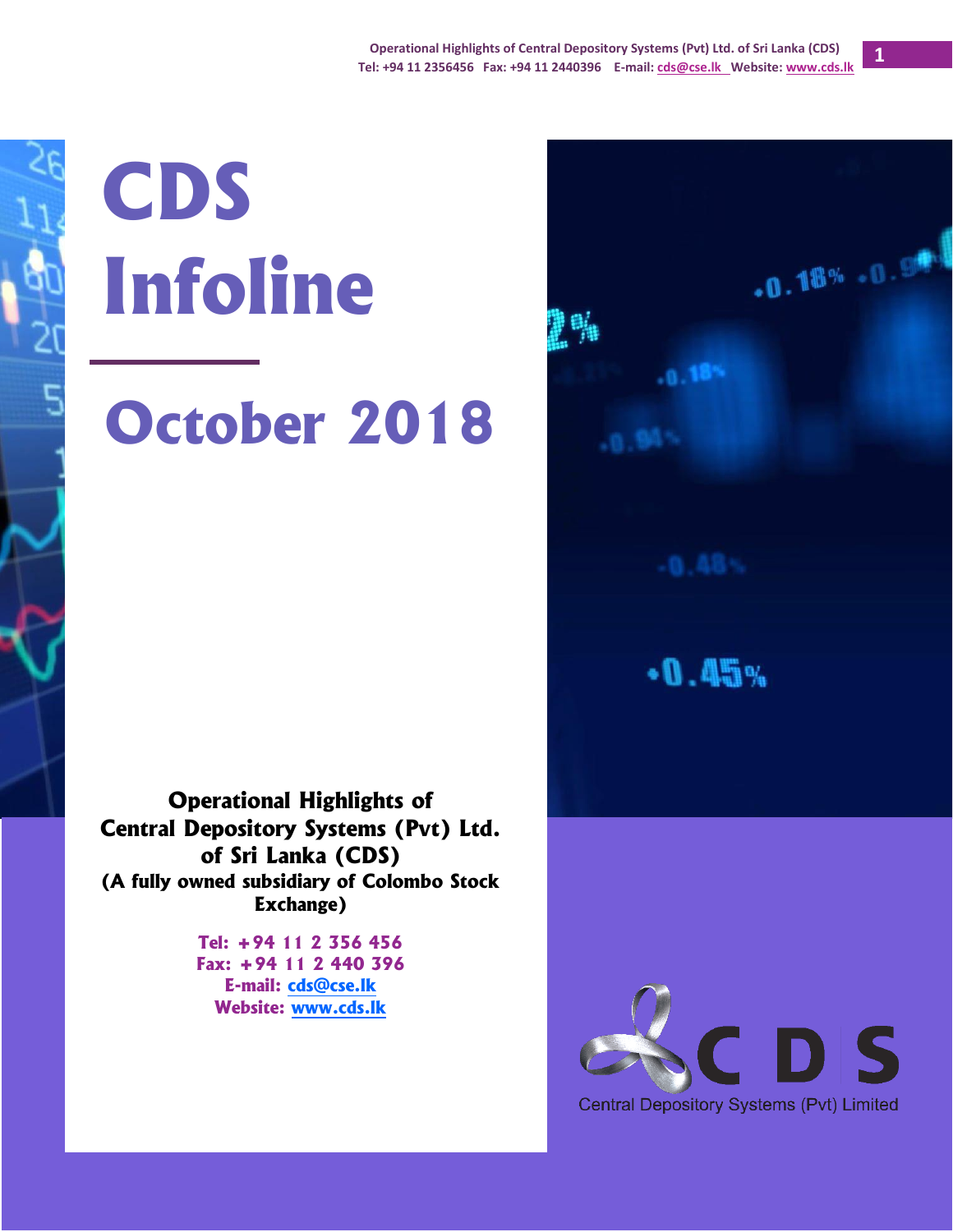# CDS Infoline

## October 2018

**Operational Highlights of Central Depository Systems (Pvt) Ltd. of Sri Lanka (CDS)**
**(A fully owned subsidiary of Colombo Stock Exchange)**

**Tel: +94 11 2 356 456**
**Fax: +94 11 2 440 396**
**E-mail: cds@cse.lk**
**Website: www.cds.lk**

CDS
Central Depository Systems (Pvt) Limited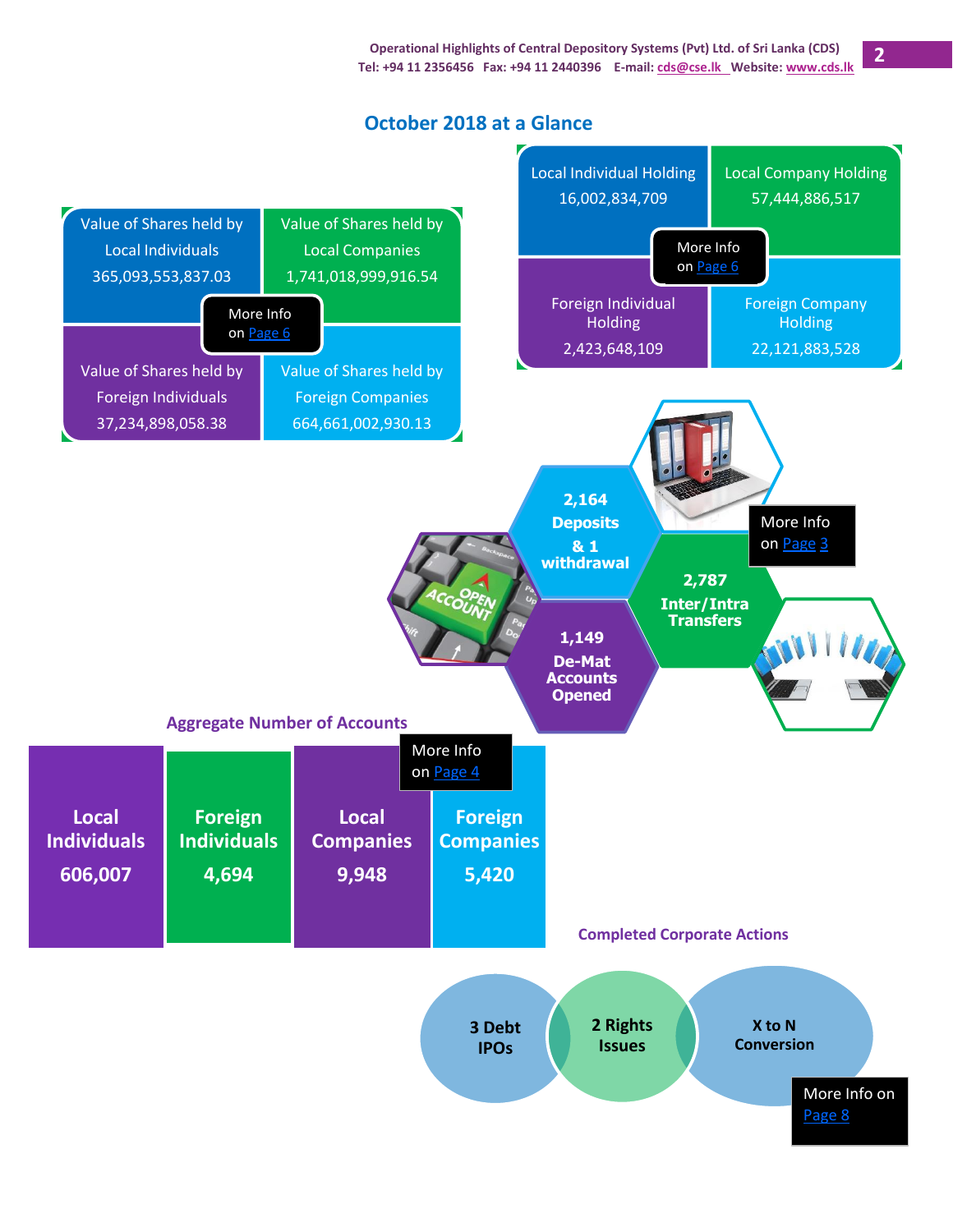# October 2018 at a Glance

| Value of Shares held by Local Individuals | Value of Shares held by Local Companies |
|---|---|
| 365,093,553,837.03 | 1,741,018,999,916.54 |
| **Value of Shares held by Foreign Individuals** | **Value of Shares held by Foreign Companies** |
| 37,234,898,058.38 | 664,661,002,930.13 |

More Info on Page 6

| Local Individual Holding | Local Company Holding |
|---|---|
| 16,002,834,709 | 57,444,886,517 |
| **Foreign Individual Holding** | **Foreign Company Holding** |
| 2,423,648,109 | 22,121,883,528 |

More Info on Page 6

**2,164 Deposits & 1 withdrawal**

**2,787 Inter/Intra Transfers**

**1,149 De-Mat Accounts Opened**

More Info on Page 3

## Aggregate Number of Accounts

| Local Individuals | Foreign Individuals | Local Companies | Foreign Companies |
|---|---|---|---|
| 606,007 | 4,694 | 9,948 | 5,420 |

More Info on Page 4

## Completed Corporate Actions

- **3 Debt IPOs**
- **2 Rights Issues**
- **X to N Conversion**

More Info on Page 8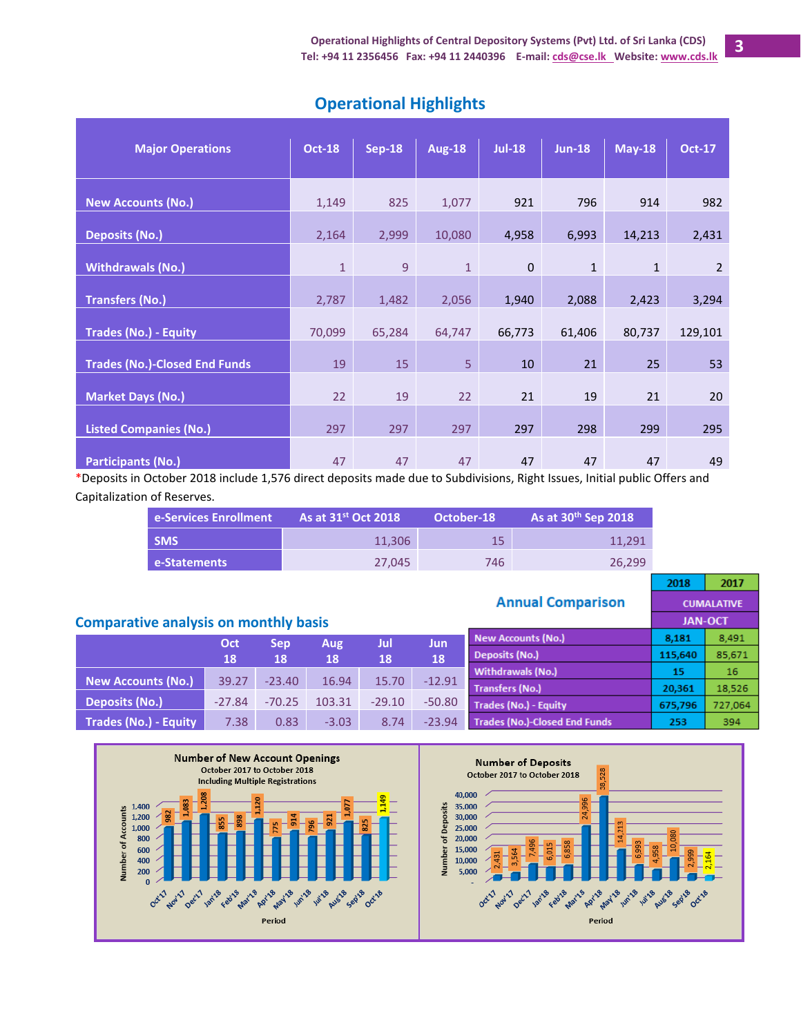## Operational Highlights

| Major Operations | Oct-18 | Sep-18 | Aug-18 | Jul-18 | Jun-18 | May-18 | Oct-17 |
|---|---|---|---|---|---|---|---|
| New Accounts (No.) | 1,149 | 825 | 1,077 | 921 | 796 | 914 | 982 |
| Deposits (No.) | 2,164 | 2,999 | 10,080 | 4,958 | 6,993 | 14,213 | 2,431 |
| Withdrawals (No.) | 1 | 9 | 1 | 0 | 1 | 1 | 2 |
| Transfers (No.) | 2,787 | 1,482 | 2,056 | 1,940 | 2,088 | 2,423 | 3,294 |
| Trades (No.) - Equity | 70,099 | 65,284 | 64,747 | 66,773 | 61,406 | 80,737 | 129,101 |
| Trades (No.)-Closed End Funds | 19 | 15 | 5 | 10 | 21 | 25 | 53 |
| Market Days (No.) | 22 | 19 | 22 | 21 | 19 | 21 | 20 |
| Listed Companies (No.) | 297 | 297 | 297 | 297 | 298 | 299 | 295 |
| Participants (No.) | 47 | 47 | 47 | 47 | 47 | 47 | 49 |

*Deposits in October 2018 include 1,576 direct deposits made due to Subdivisions, Right Issues, Initial public Offers and Capitalization of Reserves.

| e-Services Enrollment | As at 31st Oct 2018 | October-18 | As at 30th Sep 2018 |
|---|---|---|---|
| SMS | 11,306 | 15 | 11,291 |
| e-Statements | 27,045 | 746 | 26,299 |

### Annual Comparison

| | 2018 | 2017 |
|---|---|---|
| | CUMALATIVE | |
| | JAN-OCT | |
| New Accounts (No.) | 8,181 | 8,491 |
| Deposits (No.) | 115,640 | 85,671 |
| Withdrawals (No.) | 15 | 16 |
| Transfers (No.) | 20,361 | 18,526 |
| Trades (No.) - Equity | 675,796 | 727,064 |
| Trades (No.)-Closed End Funds | 253 | 394 |

### Comparative analysis on monthly basis

| | Oct 18 | Sep 18 | Aug 18 | Jul 18 | Jun 18 |
|---|---|---|---|---|---|
| New Accounts (No.) | 39.27 | -23.40 | 16.94 | 15.70 | -12.91 |
| Deposits (No.) | -27.84 | -70.25 | 103.31 | -29.10 | -50.80 |
| Trades (No.) - Equity | 7.38 | 0.83 | -3.03 | 8.74 | -23.94 |

**Number of New Account Openings**
October 2017 to October 2018
Including Multiple Registrations

| Period | Oct'17 | Nov'17 | Dec'17 | Jan'18 | Feb'18 | Mar'18 | Apr'18 | May'18 | Jun'18 | Jul'18 | Aug'18 | Sep'18 | Oct'18 |
|---|---|---|---|---|---|---|---|---|---|---|---|---|---|
| Number of Accounts | 982 | 1,083 | 1,208 | 855 | 898 | 1,120 | 775 | 914 | 796 | 921 | 1,077 | 825 | 1,149 |

**Number of Deposits**
October 2017 to October 2018

| Period | Oct'17 | Nov'17 | Dec'17 | Jan'18 | Feb'18 | Mar'18 | Apr'18 | May'18 | Jun'18 | Jul'18 | Aug'18 | Sep'18 | Oct'18 |
|---|---|---|---|---|---|---|---|---|---|---|---|---|---|
| Number of Deposits | 2,431 | 3,564 | 7,496 | 6,015 | 6,858 | 24,996 | 38,528 | 14,213 | 6,993 | 4,958 | 10,080 | 2,999 | 2,164 |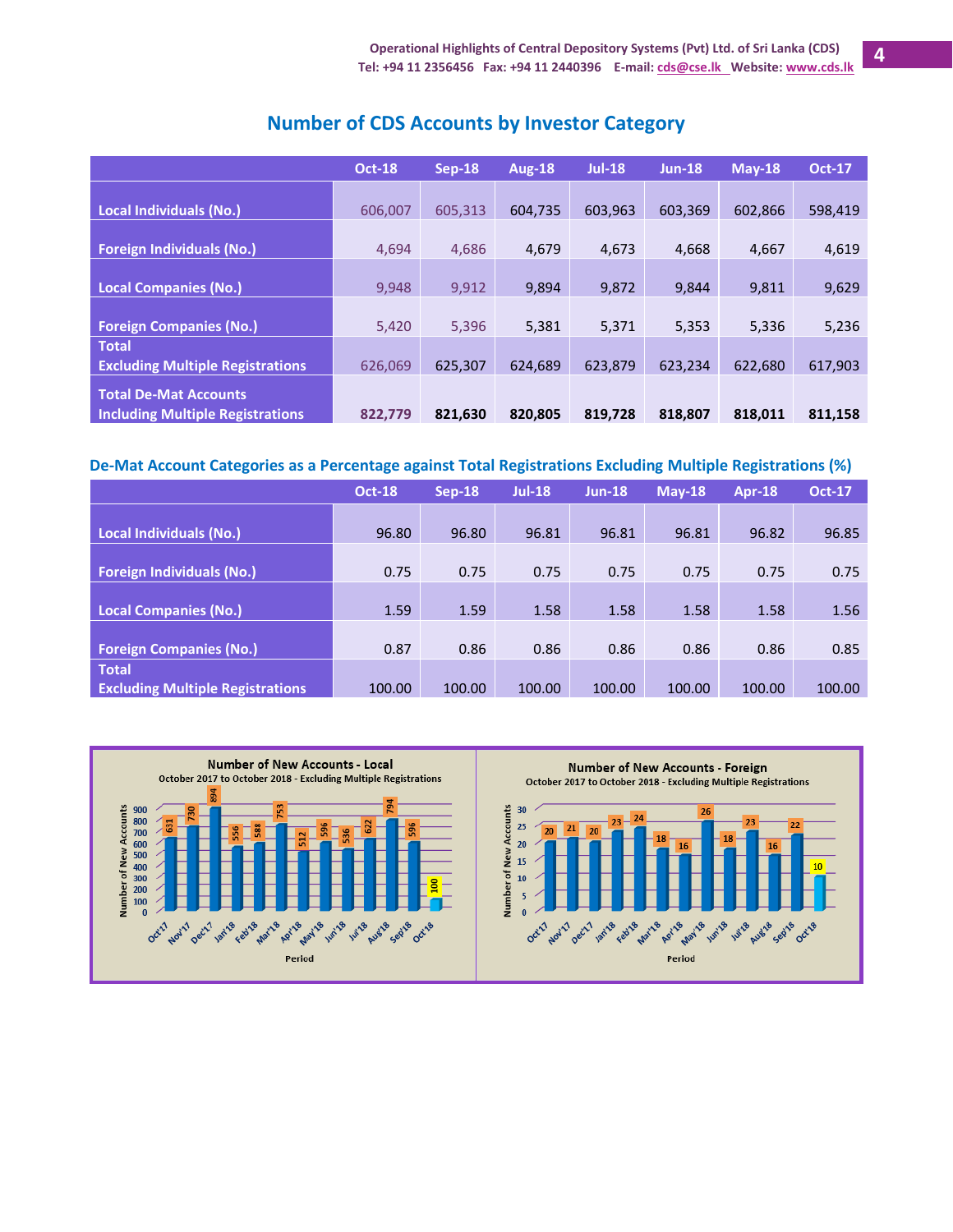## Number of CDS Accounts by Investor Category

| | Oct-18 | Sep-18 | Aug-18 | Jul-18 | Jun-18 | May-18 | Oct-17 |
|---|---|---|---|---|---|---|---|
| Local Individuals (No.) | 606,007 | 605,313 | 604,735 | 603,963 | 603,369 | 602,866 | 598,419 |
| Foreign Individuals (No.) | 4,694 | 4,686 | 4,679 | 4,673 | 4,668 | 4,667 | 4,619 |
| Local Companies (No.) | 9,948 | 9,912 | 9,894 | 9,872 | 9,844 | 9,811 | 9,629 |
| Foreign Companies (No.) | 5,420 | 5,396 | 5,381 | 5,371 | 5,353 | 5,336 | 5,236 |
| Total Excluding Multiple Registrations | 626,069 | 625,307 | 624,689 | 623,879 | 623,234 | 622,680 | 617,903 |
| Total De-Mat Accounts Including Multiple Registrations | **822,779** | **821,630** | **820,805** | **819,728** | **818,807** | **818,011** | **811,158** |

### De-Mat Account Categories as a Percentage against Total Registrations Excluding Multiple Registrations (%)

| | Oct-18 | Sep-18 | Jul-18 | Jun-18 | May-18 | Apr-18 | Oct-17 |
|---|---|---|---|---|---|---|---|
| Local Individuals (No.) | 96.80 | 96.80 | 96.81 | 96.81 | 96.81 | 96.82 | 96.85 |
| Foreign Individuals (No.) | 0.75 | 0.75 | 0.75 | 0.75 | 0.75 | 0.75 | 0.75 |
| Local Companies (No.) | 1.59 | 1.59 | 1.58 | 1.58 | 1.58 | 1.58 | 1.56 |
| Foreign Companies (No.) | 0.87 | 0.86 | 0.86 | 0.86 | 0.86 | 0.86 | 0.85 |
| Total Excluding Multiple Registrations | 100.00 | 100.00 | 100.00 | 100.00 | 100.00 | 100.00 | 100.00 |

**Number of New Accounts - Local**
October 2017 to October 2018 - Excluding Multiple Registrations

| Period | Oct'17 | Nov'17 | Dec'17 | Jan'18 | Feb'18 | Mar'18 | Apr'18 | May'18 | Jun'18 | Jul'18 | Aug'18 | Sep'18 | Oct'18 |
|---|---|---|---|---|---|---|---|---|---|---|---|---|---|
| Number of New Accounts | 631 | 730 | 894 | 556 | 588 | 753 | 512 | 596 | 536 | 622 | 794 | 596 | 100 |

**Number of New Accounts - Foreign**
October 2017 to October 2018 - Excluding Multiple Registrations

| Period | Oct'17 | Nov'17 | Dec'17 | Jan'18 | Feb'18 | Mar'18 | Apr'18 | May'18 | Jun'18 | Jul'18 | Aug'18 | Sep'18 | Oct'18 |
|---|---|---|---|---|---|---|---|---|---|---|---|---|---|
| Number of New Accounts | 20 | 21 | 20 | 23 | 24 | 18 | 16 | 26 | 18 | 23 | 16 | 22 | 10 |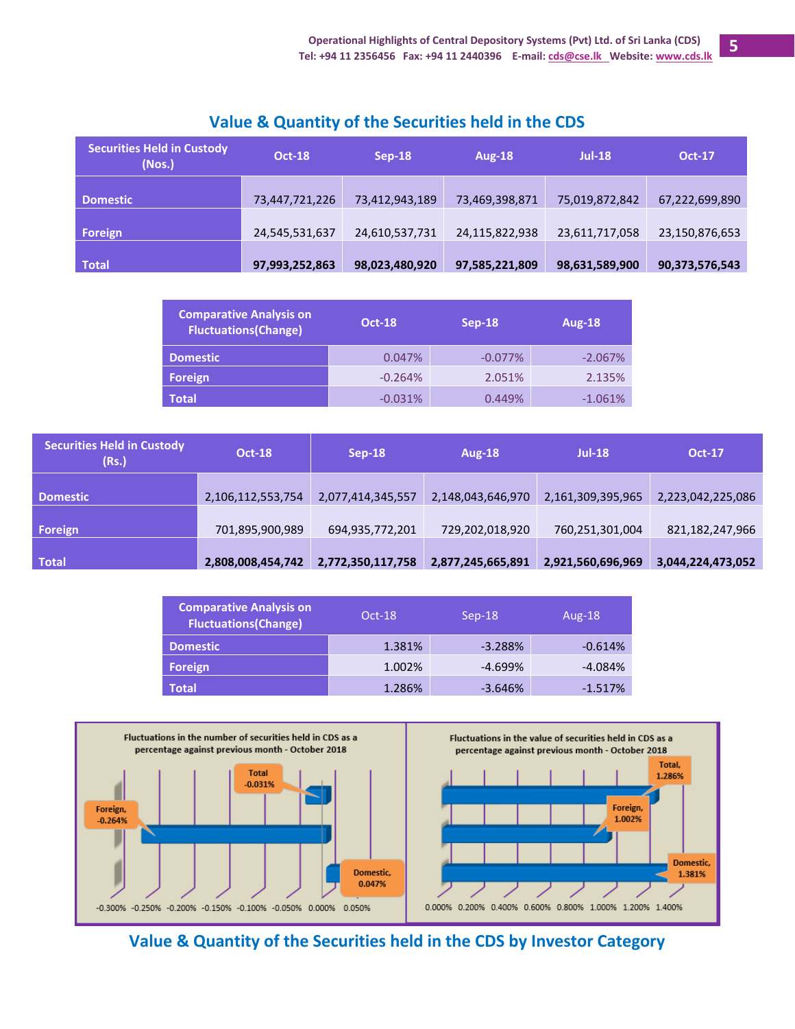## Value & Quantity of the Securities held in the CDS

| Securities Held in Custody (Nos.) | Oct-18 | Sep-18 | Aug-18 | Jul-18 | Oct-17 |
|---|---|---|---|---|---|
| Domestic | 73,447,721,226 | 73,412,943,189 | 73,469,398,871 | 75,019,872,842 | 67,222,699,890 |
| Foreign | 24,545,531,637 | 24,610,537,731 | 24,115,822,938 | 23,611,717,058 | 23,150,876,653 |
| **Total** | **97,993,252,863** | **98,023,480,920** | **97,585,221,809** | **98,631,589,900** | **90,373,576,543** |

| Comparative Analysis on Fluctuations(Change) | Oct-18 | Sep-18 | Aug-18 |
|---|---|---|---|
| Domestic | 0.047% | -0.077% | -2.067% |
| Foreign | -0.264% | 2.051% | 2.135% |
| Total | -0.031% | 0.449% | -1.061% |

| Securities Held in Custody (Rs.) | Oct-18 | Sep-18 | Aug-18 | Jul-18 | Oct-17 |
|---|---|---|---|---|---|
| Domestic | 2,106,112,553,754 | 2,077,414,345,557 | 2,148,043,646,970 | 2,161,309,395,965 | 2,223,042,225,086 |
| Foreign | 701,895,900,989 | 694,935,772,201 | 729,202,018,920 | 760,251,301,004 | 821,182,247,966 |
| **Total** | **2,808,008,454,742** | **2,772,350,117,758** | **2,877,245,665,891** | **2,921,560,696,969** | **3,044,224,473,052** |

| Comparative Analysis on Fluctuations(Change) | Oct-18 | Sep-18 | Aug-18 |
|---|---|---|---|
| Domestic | 1.381% | -3.288% | -0.614% |
| Foreign | 1.002% | -4.699% | -4.084% |
| Total | 1.286% | -3.646% | -1.517% |

Fluctuations in the number of securities held in CDS as a percentage against previous month - October 2018

Total, -0.031%; Foreign, -0.264%; Domestic, 0.047%

Fluctuations in the value of securities held in CDS as a percentage against previous month - October 2018

Total, 1.286%; Foreign, 1.002%; Domestic, 1.381%

## Value & Quantity of the Securities held in the CDS by Investor Category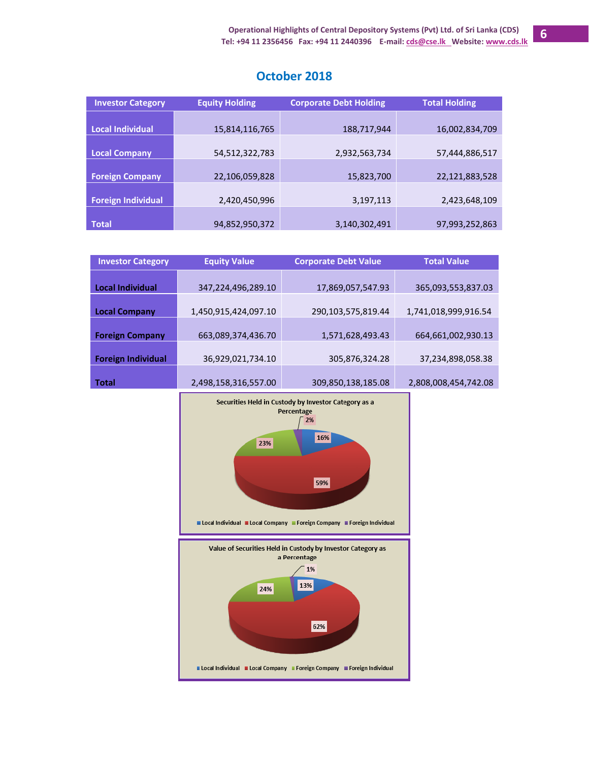## October 2018

| Investor Category | Equity Holding | Corporate Debt Holding | Total Holding |
|---|---|---|---|
| **Local Individual** | 15,814,116,765 | 188,717,944 | 16,002,834,709 |
| **Local Company** | 54,512,322,783 | 2,932,563,734 | 57,444,886,517 |
| **Foreign Company** | 22,106,059,828 | 15,823,700 | 22,121,883,528 |
| **Foreign Individual** | 2,420,450,996 | 3,197,113 | 2,423,648,109 |
| **Total** | 94,852,950,372 | 3,140,302,491 | 97,993,252,863 |

| Investor Category | Equity Value | Corporate Debt Value | Total Value |
|---|---|---|---|
| **Local Individual** | 347,224,496,289.10 | 17,869,057,547.93 | 365,093,553,837.03 |
| **Local Company** | 1,450,915,424,097.10 | 290,103,575,819.44 | 1,741,018,999,916.54 |
| **Foreign Company** | 663,089,374,436.70 | 1,571,628,493.43 | 664,661,002,930.13 |
| **Foreign Individual** | 36,929,021,734.10 | 305,876,324.28 | 37,234,898,058.38 |
| **Total** | 2,498,158,316,557.00 | 309,850,138,185.08 | 2,808,008,454,742.08 |

**Securities Held in Custody by Investor Category as a Percentage**

| Investor Category | Percentage |
|---|---|
| Local Individual | 16% |
| Local Company | 59% |
| Foreign Company | 23% |
| Foreign Individual | 2% |

**Value of Securities Held in Custody by Investor Category as a Percentage**

| Investor Category | Percentage |
|---|---|
| Local Individual | 13% |
| Local Company | 62% |
| Foreign Company | 24% |
| Foreign Individual | 1% |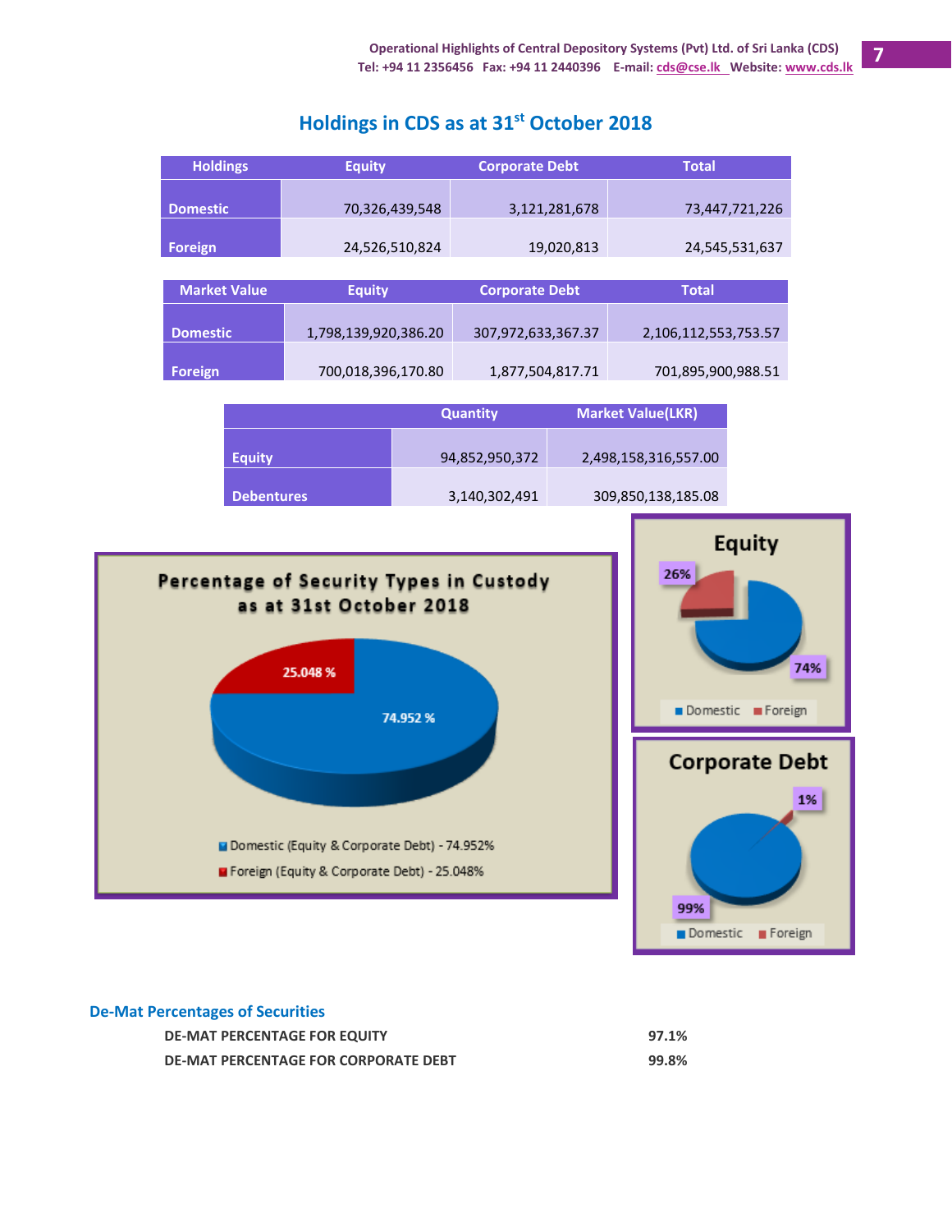## Holdings in CDS as at 31st October 2018

| Holdings | Equity | Corporate Debt | Total |
|---|---|---|---|
| Domestic | 70,326,439,548 | 3,121,281,678 | 73,447,721,226 |
| Foreign | 24,526,510,824 | 19,020,813 | 24,545,531,637 |

| Market Value | Equity | Corporate Debt | Total |
|---|---|---|---|
| Domestic | 1,798,139,920,386.20 | 307,972,633,367.37 | 2,106,112,553,753.57 |
| Foreign | 700,018,396,170.80 | 1,877,504,817.71 | 701,895,900,988.51 |

| | Quantity | Market Value(LKR) |
|---|---|---|
| Equity | 94,852,950,372 | 2,498,158,316,557.00 |
| Debentures | 3,140,302,491 | 309,850,138,185.08 |

**Percentage of Security Types in Custody as at 31st October 2018**

- Domestic (Equity & Corporate Debt) - 74.952%
- Foreign (Equity & Corporate Debt) - 25.048%

**Equity**

- Domestic - 74%
- Foreign - 26%

**Corporate Debt**

- Domestic - 99%
- Foreign - 1%

### De-Mat Percentages of Securities

| | |
|---|---|
| DE-MAT PERCENTAGE FOR EQUITY | 97.1% |
| DE-MAT PERCENTAGE FOR CORPORATE DEBT | 99.8% |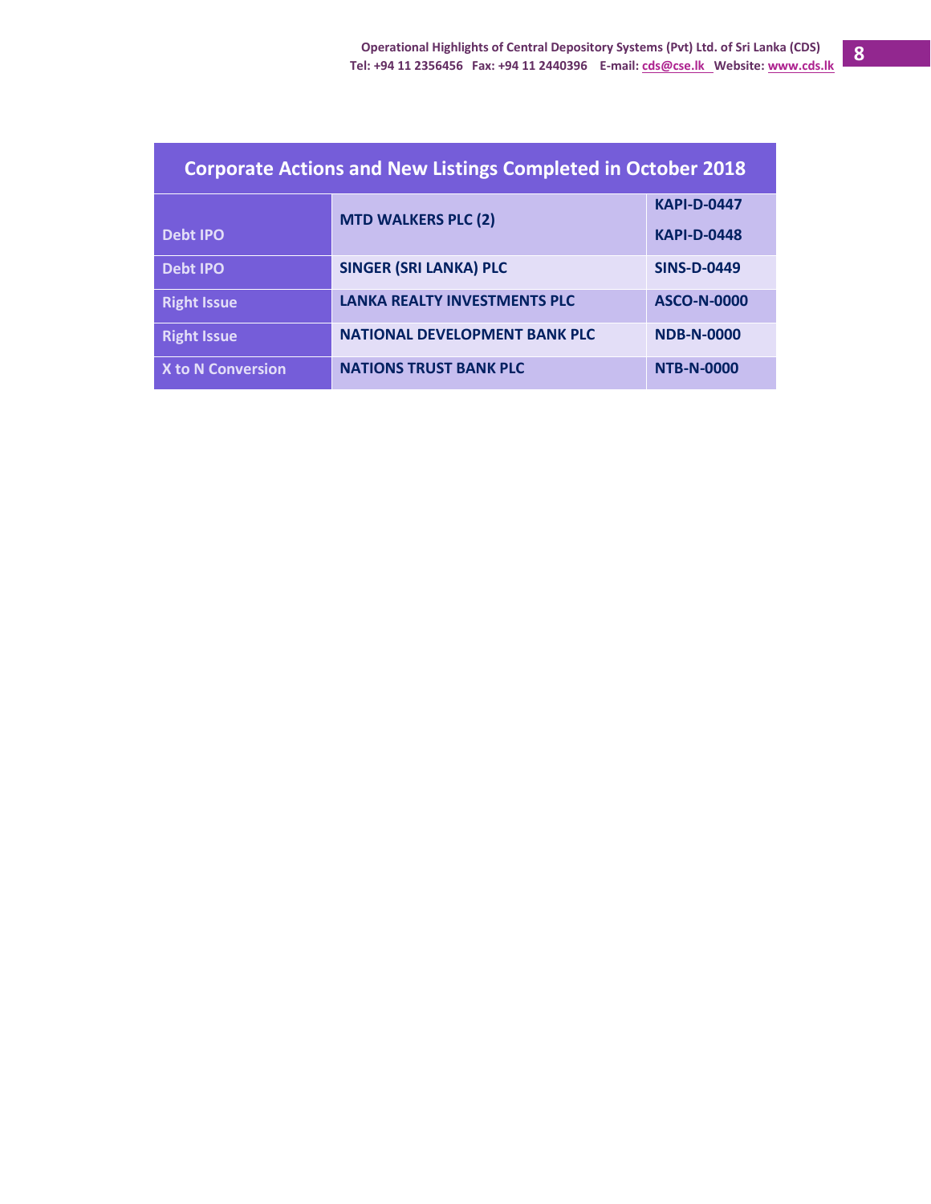| Corporate Actions and New Listings Completed in October 2018 | | |
|---|---|---|
| Debt IPO | MTD WALKERS PLC (2) | KAPI-D-0447<br>KAPI-D-0448 |
| Debt IPO | SINGER (SRI LANKA) PLC | SINS-D-0449 |
| Right Issue | LANKA REALTY INVESTMENTS PLC | ASCO-N-0000 |
| Right Issue | NATIONAL DEVELOPMENT BANK PLC | NDB-N-0000 |
| X to N Conversion | NATIONS TRUST BANK PLC | NTB-N-0000 |